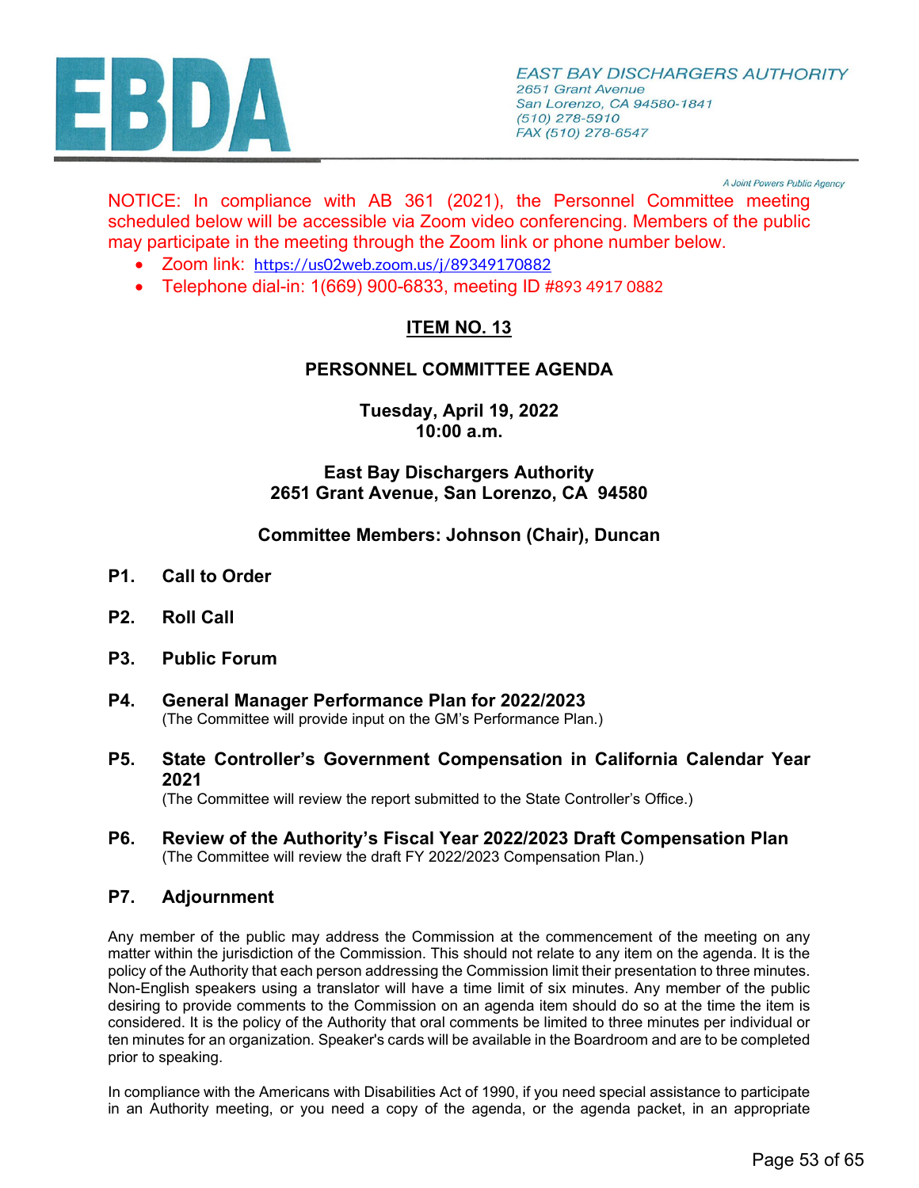**EBDA**

*EAST BAY DISCHARGERS AUTHORITY*
*2651 Grant Avenue*
*San Lorenzo, CA 94580-1841*
*(510) 278-5910*
*FAX (510) 278-6547*

*A Joint Powers Public Agency*

NOTICE: In compliance with AB 361 (2021), the Personnel Committee meeting scheduled below will be accessible via Zoom video conferencing. Members of the public may participate in the meeting through the Zoom link or phone number below.

- Zoom link: https://us02web.zoom.us/j/89349170882
- Telephone dial-in: 1(669) 900-6833, meeting ID #893 4917 0882

## ITEM NO. 13

## PERSONNEL COMMITTEE AGENDA

**Tuesday, April 19, 2022**
**10:00 a.m.**

**East Bay Dischargers Authority**
**2651 Grant Avenue, San Lorenzo, CA 94580**

**Committee Members: Johnson (Chair), Duncan**

**P1. Call to Order**

**P2. Roll Call**

**P3. Public Forum**

**P4. General Manager Performance Plan for 2022/2023**
(The Committee will provide input on the GM's Performance Plan.)

**P5. State Controller's Government Compensation in California Calendar Year 2021**
(The Committee will review the report submitted to the State Controller's Office.)

**P6. Review of the Authority's Fiscal Year 2022/2023 Draft Compensation Plan**
(The Committee will review the draft FY 2022/2023 Compensation Plan.)

**P7. Adjournment**

Any member of the public may address the Commission at the commencement of the meeting on any matter within the jurisdiction of the Commission. This should not relate to any item on the agenda. It is the policy of the Authority that each person addressing the Commission limit their presentation to three minutes. Non-English speakers using a translator will have a time limit of six minutes. Any member of the public desiring to provide comments to the Commission on an agenda item should do so at the time the item is considered. It is the policy of the Authority that oral comments be limited to three minutes per individual or ten minutes for an organization. Speaker's cards will be available in the Boardroom and are to be completed prior to speaking.

In compliance with the Americans with Disabilities Act of 1990, if you need special assistance to participate in an Authority meeting, or you need a copy of the agenda, or the agenda packet, in an appropriate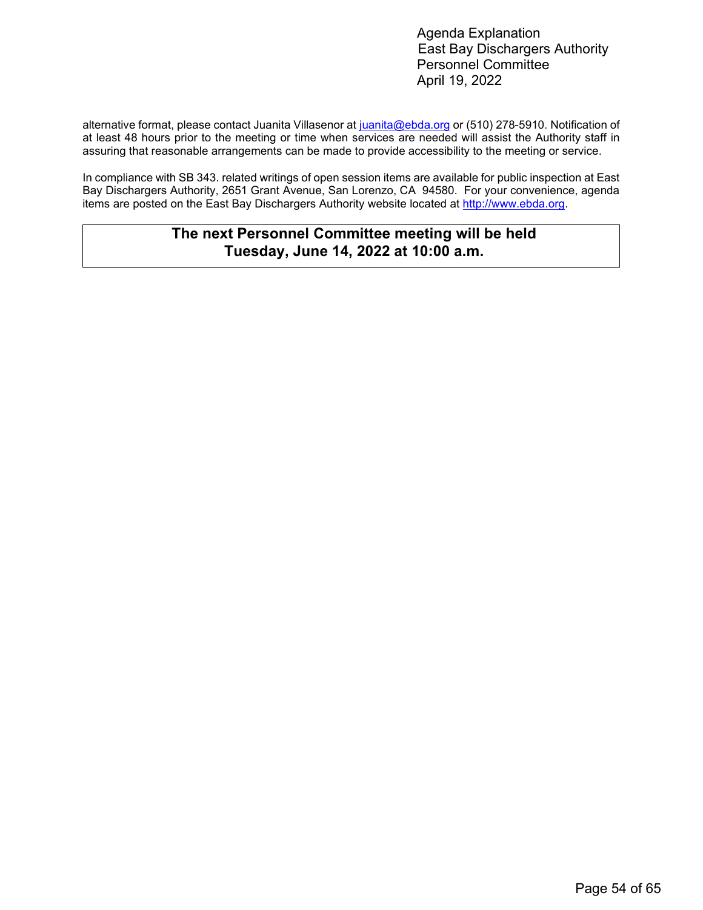alternative format, please contact Juanita Villasenor at juanita@ebda.org or (510) 278-5910. Notification of at least 48 hours prior to the meeting or time when services are needed will assist the Authority staff in assuring that reasonable arrangements can be made to provide accessibility to the meeting or service.

In compliance with SB 343. related writings of open session items are available for public inspection at East Bay Dischargers Authority, 2651 Grant Avenue, San Lorenzo, CA 94580. For your convenience, agenda items are posted on the East Bay Dischargers Authority website located at http://www.ebda.org.

**The next Personnel Committee meeting will be held**
**Tuesday, June 14, 2022 at 10:00 a.m.**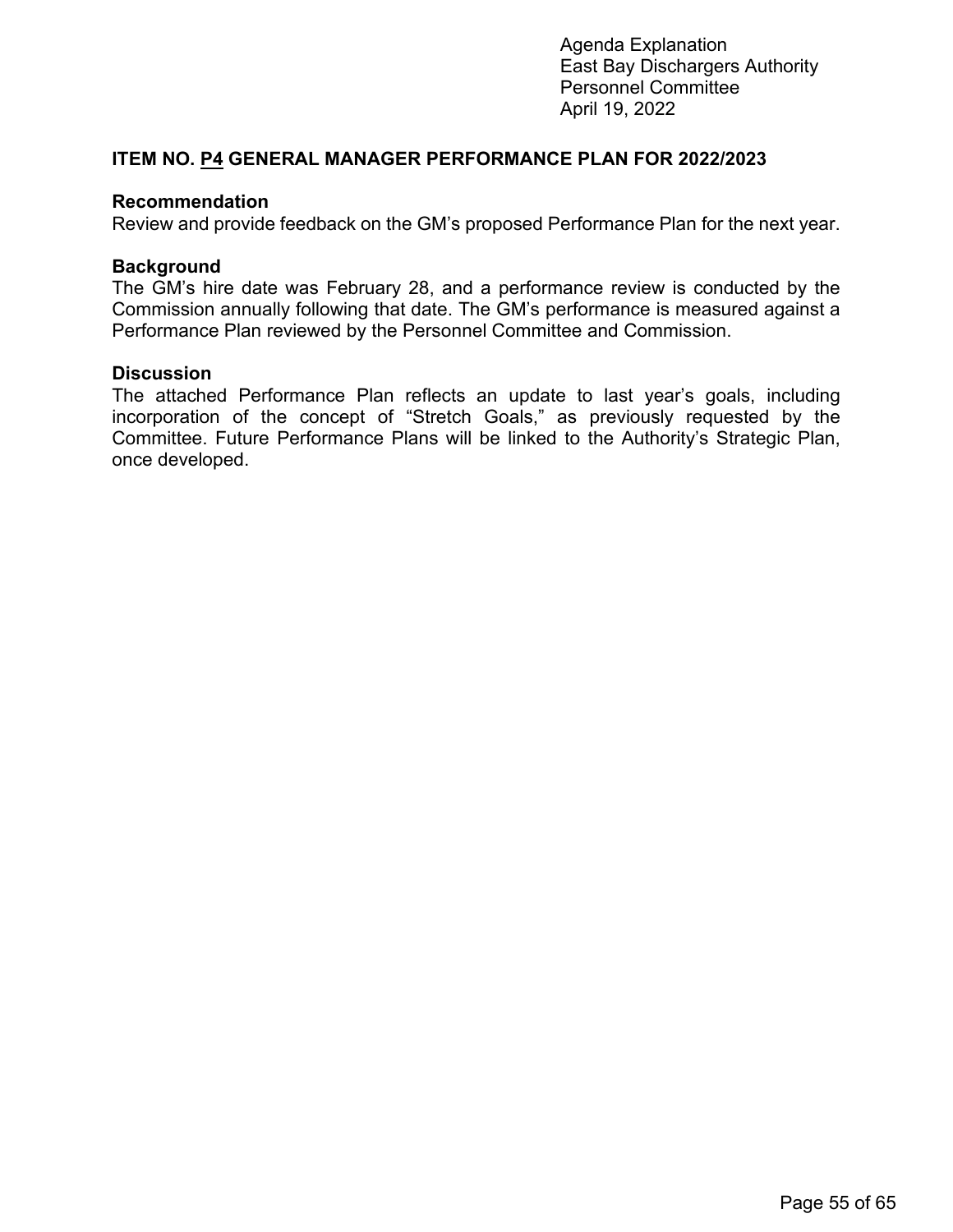Agenda Explanation
East Bay Dischargers Authority
Personnel Committee
April 19, 2022

## ITEM NO. P4 GENERAL MANAGER PERFORMANCE PLAN FOR 2022/2023

### Recommendation

Review and provide feedback on the GM's proposed Performance Plan for the next year.

### Background

The GM's hire date was February 28, and a performance review is conducted by the Commission annually following that date. The GM's performance is measured against a Performance Plan reviewed by the Personnel Committee and Commission.

### Discussion

The attached Performance Plan reflects an update to last year's goals, including incorporation of the concept of "Stretch Goals," as previously requested by the Committee. Future Performance Plans will be linked to the Authority's Strategic Plan, once developed.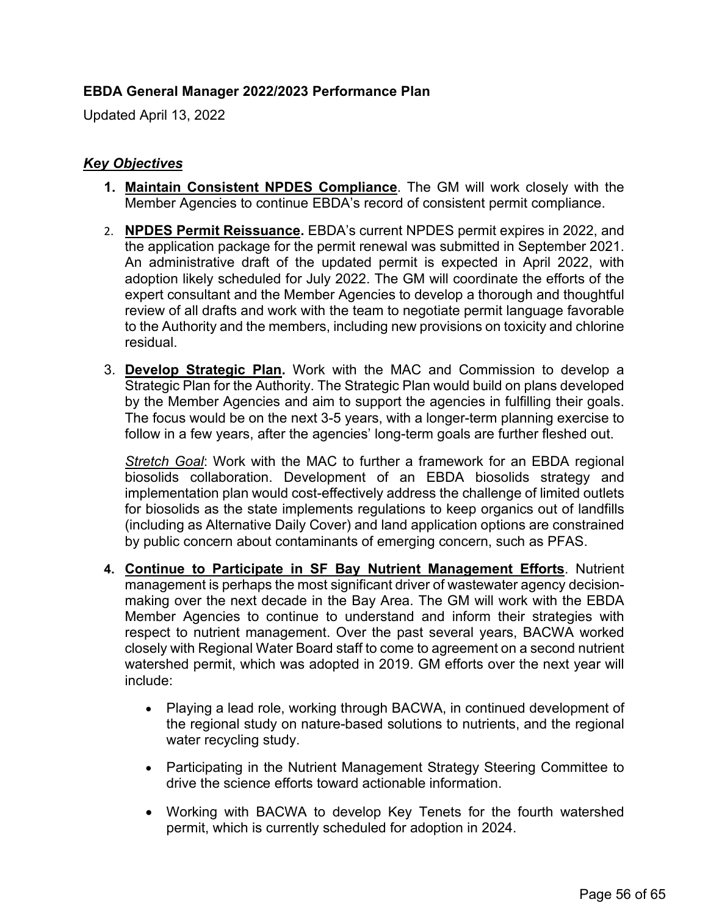**EBDA General Manager 2022/2023 Performance Plan**

Updated April 13, 2022

***Key Objectives***

1. **Maintain Consistent NPDES Compliance**. The GM will work closely with the Member Agencies to continue EBDA's record of consistent permit compliance.

2. **NPDES Permit Reissuance.** EBDA's current NPDES permit expires in 2022, and the application package for the permit renewal was submitted in September 2021. An administrative draft of the updated permit is expected in April 2022, with adoption likely scheduled for July 2022. The GM will coordinate the efforts of the expert consultant and the Member Agencies to develop a thorough and thoughtful review of all drafts and work with the team to negotiate permit language favorable to the Authority and the members, including new provisions on toxicity and chlorine residual.

3. **Develop Strategic Plan.** Work with the MAC and Commission to develop a Strategic Plan for the Authority. The Strategic Plan would build on plans developed by the Member Agencies and aim to support the agencies in fulfilling their goals. The focus would be on the next 3-5 years, with a longer-term planning exercise to follow in a few years, after the agencies' long-term goals are further fleshed out.

   *Stretch Goal*: Work with the MAC to further a framework for an EBDA regional biosolids collaboration. Development of an EBDA biosolids strategy and implementation plan would cost-effectively address the challenge of limited outlets for biosolids as the state implements regulations to keep organics out of landfills (including as Alternative Daily Cover) and land application options are constrained by public concern about contaminants of emerging concern, such as PFAS.

4. **Continue to Participate in SF Bay Nutrient Management Efforts**. Nutrient management is perhaps the most significant driver of wastewater agency decision-making over the next decade in the Bay Area. The GM will work with the EBDA Member Agencies to continue to understand and inform their strategies with respect to nutrient management. Over the past several years, BACWA worked closely with Regional Water Board staff to come to agreement on a second nutrient watershed permit, which was adopted in 2019. GM efforts over the next year will include:

   - Playing a lead role, working through BACWA, in continued development of the regional study on nature-based solutions to nutrients, and the regional water recycling study.
   - Participating in the Nutrient Management Strategy Steering Committee to drive the science efforts toward actionable information.
   - Working with BACWA to develop Key Tenets for the fourth watershed permit, which is currently scheduled for adoption in 2024.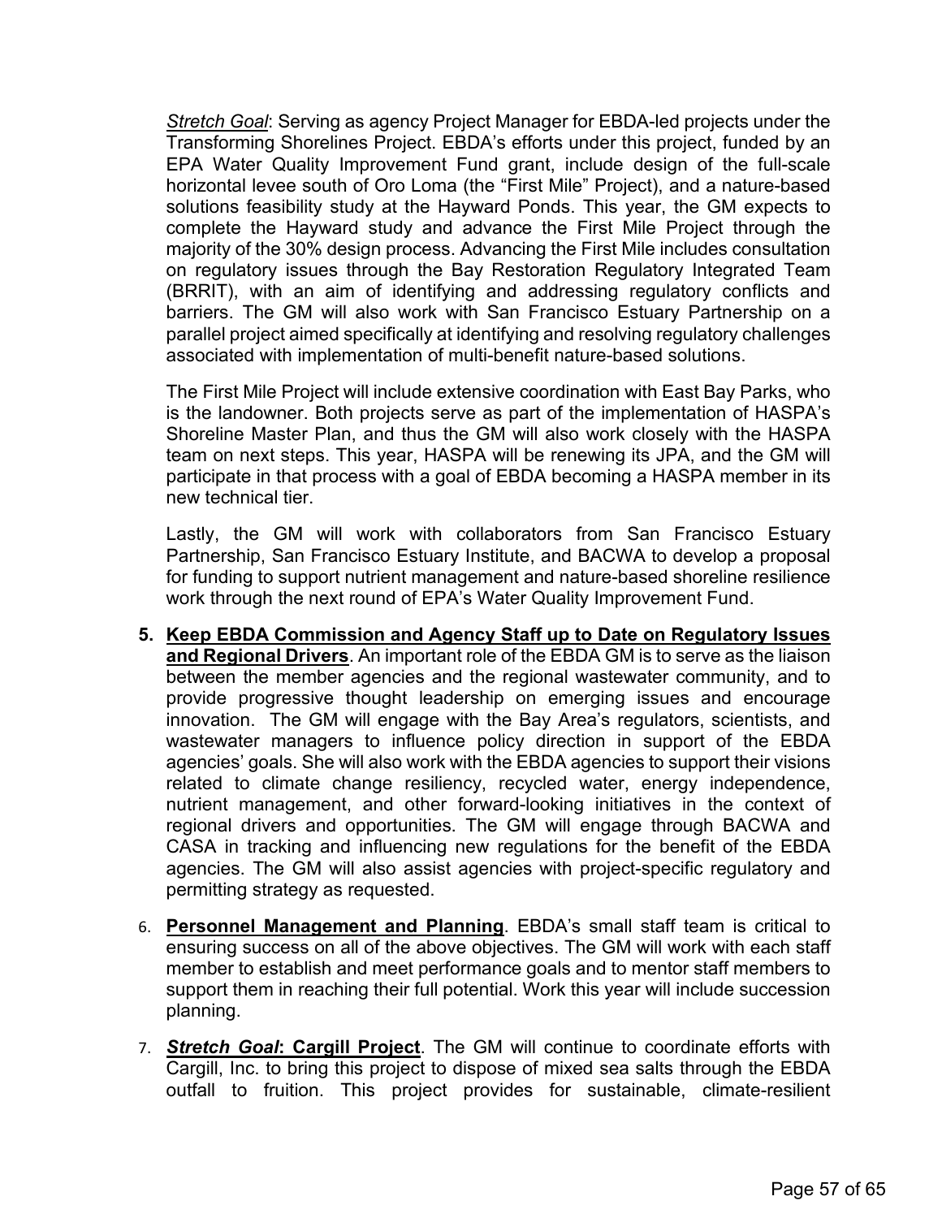*Stretch Goal*: Serving as agency Project Manager for EBDA-led projects under the Transforming Shorelines Project. EBDA's efforts under this project, funded by an EPA Water Quality Improvement Fund grant, include design of the full-scale horizontal levee south of Oro Loma (the "First Mile" Project), and a nature-based solutions feasibility study at the Hayward Ponds. This year, the GM expects to complete the Hayward study and advance the First Mile Project through the majority of the 30% design process. Advancing the First Mile includes consultation on regulatory issues through the Bay Restoration Regulatory Integrated Team (BRRIT), with an aim of identifying and addressing regulatory conflicts and barriers. The GM will also work with San Francisco Estuary Partnership on a parallel project aimed specifically at identifying and resolving regulatory challenges associated with implementation of multi-benefit nature-based solutions.

The First Mile Project will include extensive coordination with East Bay Parks, who is the landowner. Both projects serve as part of the implementation of HASPA's Shoreline Master Plan, and thus the GM will also work closely with the HASPA team on next steps. This year, HASPA will be renewing its JPA, and the GM will participate in that process with a goal of EBDA becoming a HASPA member in its new technical tier.

Lastly, the GM will work with collaborators from San Francisco Estuary Partnership, San Francisco Estuary Institute, and BACWA to develop a proposal for funding to support nutrient management and nature-based shoreline resilience work through the next round of EPA's Water Quality Improvement Fund.

5. **Keep EBDA Commission and Agency Staff up to Date on Regulatory Issues and Regional Drivers**. An important role of the EBDA GM is to serve as the liaison between the member agencies and the regional wastewater community, and to provide progressive thought leadership on emerging issues and encourage innovation. The GM will engage with the Bay Area's regulators, scientists, and wastewater managers to influence policy direction in support of the EBDA agencies' goals. She will also work with the EBDA agencies to support their visions related to climate change resiliency, recycled water, energy independence, nutrient management, and other forward-looking initiatives in the context of regional drivers and opportunities. The GM will engage through BACWA and CASA in tracking and influencing new regulations for the benefit of the EBDA agencies. The GM will also assist agencies with project-specific regulatory and permitting strategy as requested.

6. **Personnel Management and Planning**. EBDA's small staff team is critical to ensuring success on all of the above objectives. The GM will work with each staff member to establish and meet performance goals and to mentor staff members to support them in reaching their full potential. Work this year will include succession planning.

7. ***Stretch Goal*: Cargill Project**. The GM will continue to coordinate efforts with Cargill, Inc. to bring this project to dispose of mixed sea salts through the EBDA outfall to fruition. This project provides for sustainable, climate-resilient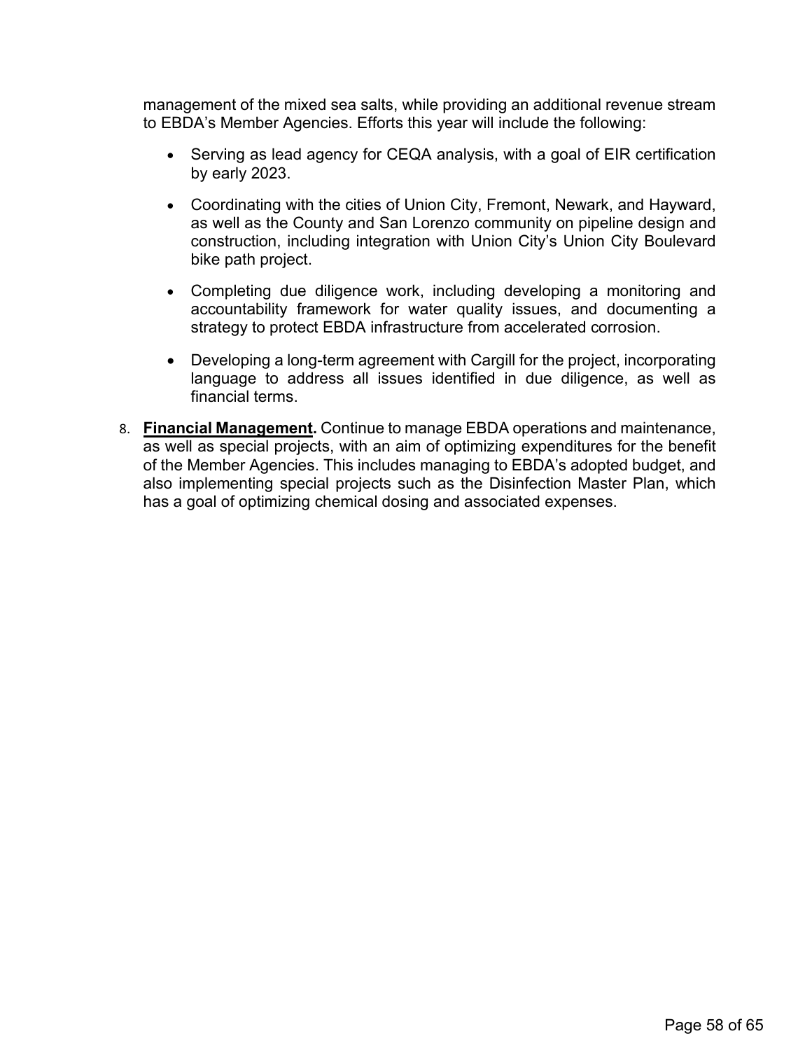management of the mixed sea salts, while providing an additional revenue stream to EBDA's Member Agencies. Efforts this year will include the following:

- Serving as lead agency for CEQA analysis, with a goal of EIR certification by early 2023.
- Coordinating with the cities of Union City, Fremont, Newark, and Hayward, as well as the County and San Lorenzo community on pipeline design and construction, including integration with Union City's Union City Boulevard bike path project.
- Completing due diligence work, including developing a monitoring and accountability framework for water quality issues, and documenting a strategy to protect EBDA infrastructure from accelerated corrosion.
- Developing a long-term agreement with Cargill for the project, incorporating language to address all issues identified in due diligence, as well as financial terms.

8. **Financial Management.** Continue to manage EBDA operations and maintenance, as well as special projects, with an aim of optimizing expenditures for the benefit of the Member Agencies. This includes managing to EBDA's adopted budget, and also implementing special projects such as the Disinfection Master Plan, which has a goal of optimizing chemical dosing and associated expenses.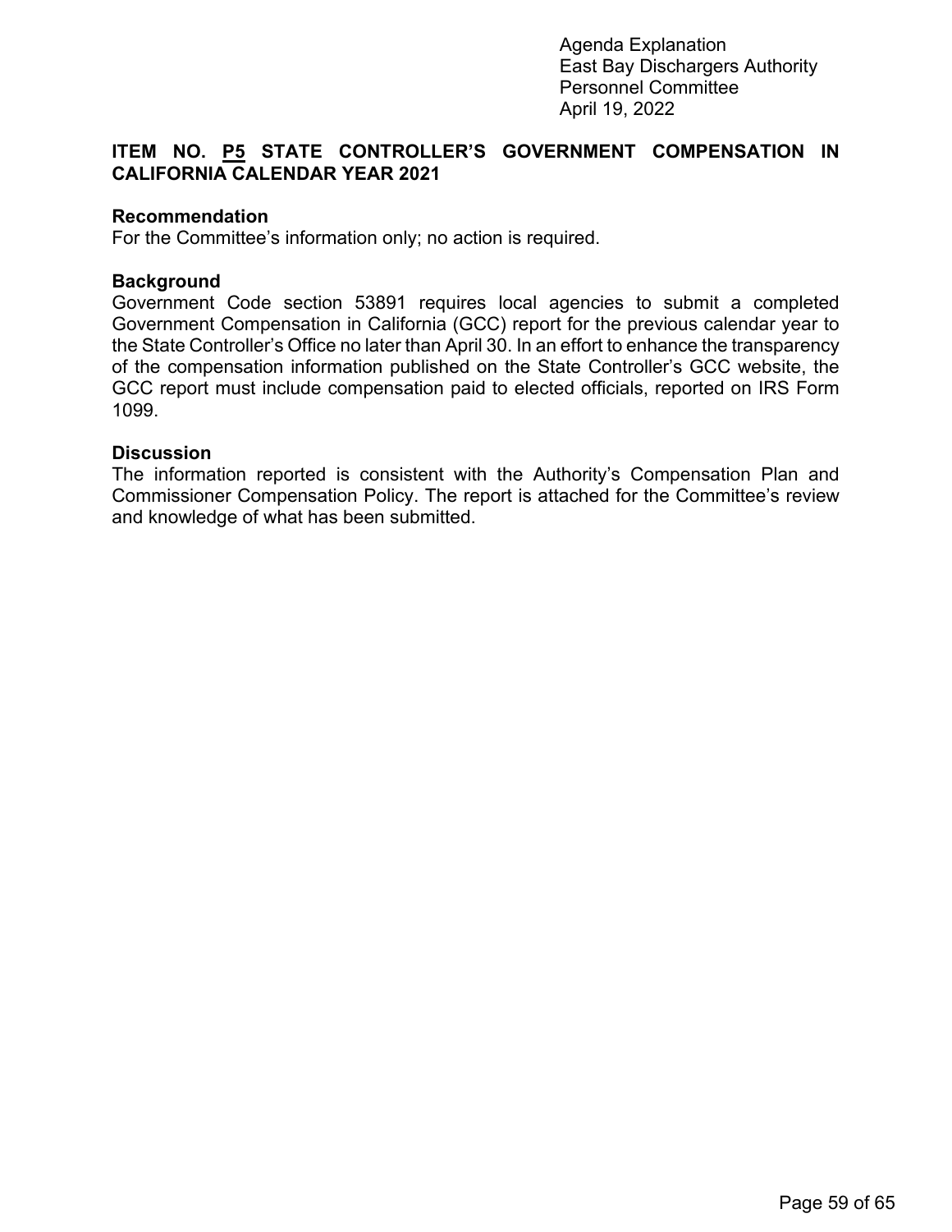Agenda Explanation
East Bay Dischargers Authority
Personnel Committee
April 19, 2022

**ITEM NO. <u>P5</u> STATE CONTROLLER'S GOVERNMENT COMPENSATION IN CALIFORNIA CALENDAR YEAR 2021**

**Recommendation**
For the Committee's information only; no action is required.

**Background**
Government Code section 53891 requires local agencies to submit a completed Government Compensation in California (GCC) report for the previous calendar year to the State Controller's Office no later than April 30. In an effort to enhance the transparency of the compensation information published on the State Controller's GCC website, the GCC report must include compensation paid to elected officials, reported on IRS Form 1099.

**Discussion**
The information reported is consistent with the Authority's Compensation Plan and Commissioner Compensation Policy. The report is attached for the Committee's review and knowledge of what has been submitted.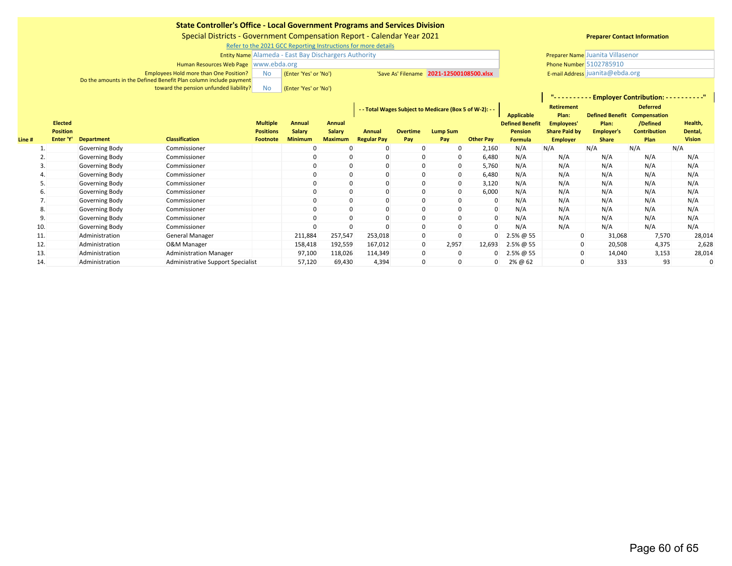# State Controller's Office - Local Government Programs and Services Division

## Special Districts - Government Compensation Report - Calendar Year 2021

Refer to the 2021 GCC Reporting Instructions for more details

Entity Name: Alameda - East Bay Dischargers Authority

Human Resources Web Page: www.ebda.org

Employees Hold more than One Position? No (Enter 'Yes' or 'No')

'Save As' Filename: 2021-12500108500.xlsx

Do the amounts in the Defined Benefit Plan column include payment toward the pension unfunded liability? No (Enter 'Yes' or 'No')

**Preparer Contact Information**

Preparer Name: Juanita Villasenor

Phone Number: 5102785910

E-mail Address: juanita@ebda.org

| | | | | | | | - - Total Wages Subject to Medicare (Box 5 of W-2): - - | | | | | "- - - - - - - - - - Employer Contribution: - - - - - - - - - -" | | | |
|---|---|---|---|---|---|---|---|---|---|---|---|---|---|---|---|
| Line # | Elected Position Enter 'Y' | Department | Classification | Multiple Positions Footnote | Annual Salary Minimum | Annual Salary Maximum | Annual Regular Pay | Overtime Pay | Lump Sum Pay | Other Pay | Applicable Defined Benefit Pension Formula | Retirement Plan: Employees' Share Paid by Employer | Defined Benefit Plan: Employer's Share | Deferred Compensation /Defined Contribution Plan | Health, Dental, Vision |
| 1. | | Governing Body | Commissioner | | 0 | 0 | 0 | 0 | 0 | 2,160 | N/A | N/A | N/A | N/A | N/A |
| 2. | | Governing Body | Commissioner | | 0 | 0 | 0 | 0 | 0 | 6,480 | N/A | N/A | N/A | N/A | N/A |
| 3. | | Governing Body | Commissioner | | 0 | 0 | 0 | 0 | 0 | 5,760 | N/A | N/A | N/A | N/A | N/A |
| 4. | | Governing Body | Commissioner | | 0 | 0 | 0 | 0 | 0 | 6,480 | N/A | N/A | N/A | N/A | N/A |
| 5. | | Governing Body | Commissioner | | 0 | 0 | 0 | 0 | 0 | 3,120 | N/A | N/A | N/A | N/A | N/A |
| 6. | | Governing Body | Commissioner | | 0 | 0 | 0 | 0 | 0 | 6,000 | N/A | N/A | N/A | N/A | N/A |
| 7. | | Governing Body | Commissioner | | 0 | 0 | 0 | 0 | 0 | 0 | N/A | N/A | N/A | N/A | N/A |
| 8. | | Governing Body | Commissioner | | 0 | 0 | 0 | 0 | 0 | 0 | N/A | N/A | N/A | N/A | N/A |
| 9. | | Governing Body | Commissioner | | 0 | 0 | 0 | 0 | 0 | 0 | N/A | N/A | N/A | N/A | N/A |
| 10. | | Governing Body | Commissioner | | 0 | 0 | 0 | 0 | 0 | 0 | N/A | N/A | N/A | N/A | N/A |
| 11. | | Administration | General Manager | | 211,884 | 257,547 | 253,018 | 0 | 0 | 0 | 2.5% @ 55 | 0 | 31,068 | 7,570 | 28,014 |
| 12. | | Administration | O&M Manager | | 158,418 | 192,559 | 167,012 | 0 | 2,957 | 12,693 | 2.5% @ 55 | 0 | 20,508 | 4,375 | 2,628 |
| 13. | | Administration | Administration Manager | | 97,100 | 118,026 | 114,349 | 0 | 0 | 0 | 2.5% @ 55 | 0 | 14,040 | 3,153 | 28,014 |
| 14. | | Administration | Administrative Support Specialist | | 57,120 | 69,430 | 4,394 | 0 | 0 | 0 | 2% @ 62 | 0 | 333 | 93 | 0 |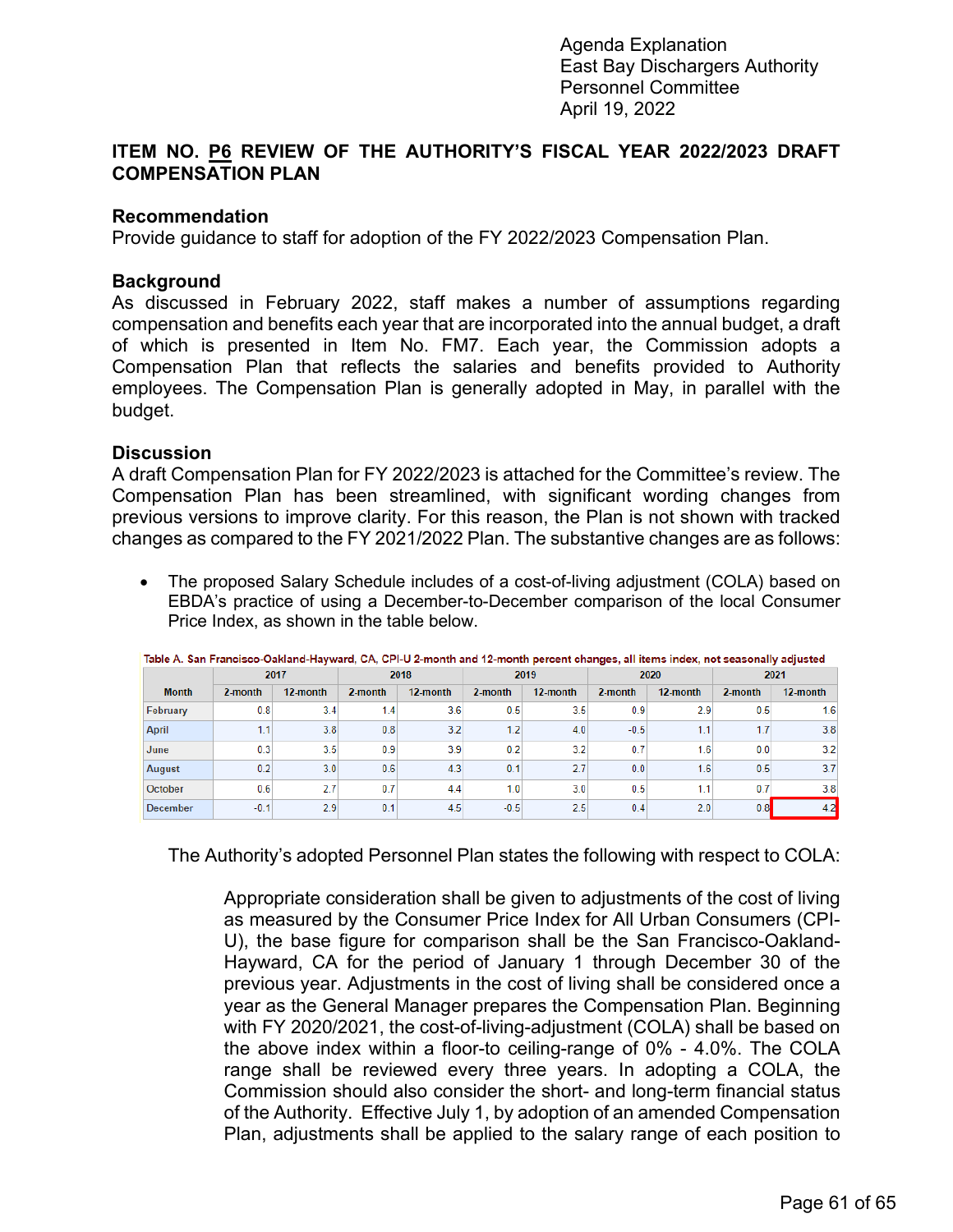Agenda Explanation
East Bay Dischargers Authority
Personnel Committee
April 19, 2022

## ITEM NO. P6 REVIEW OF THE AUTHORITY'S FISCAL YEAR 2022/2023 DRAFT COMPENSATION PLAN

### Recommendation

Provide guidance to staff for adoption of the FY 2022/2023 Compensation Plan.

### Background

As discussed in February 2022, staff makes a number of assumptions regarding compensation and benefits each year that are incorporated into the annual budget, a draft of which is presented in Item No. FM7. Each year, the Commission adopts a Compensation Plan that reflects the salaries and benefits provided to Authority employees. The Compensation Plan is generally adopted in May, in parallel with the budget.

### Discussion

A draft Compensation Plan for FY 2022/2023 is attached for the Committee's review. The Compensation Plan has been streamlined, with significant wording changes from previous versions to improve clarity. For this reason, the Plan is not shown with tracked changes as compared to the FY 2021/2022 Plan. The substantive changes are as follows:

- The proposed Salary Schedule includes of a cost-of-living adjustment (COLA) based on EBDA's practice of using a December-to-December comparison of the local Consumer Price Index, as shown in the table below.

Table A. San Francisco-Oakland-Hayward, CA, CPI-U 2-month and 12-month percent changes, all items index, not seasonally adjusted

| | 2017 | | 2018 | | 2019 | | 2020 | | 2021 | |
|---|---|---|---|---|---|---|---|---|---|---|
| Month | 2-month | 12-month | 2-month | 12-month | 2-month | 12-month | 2-month | 12-month | 2-month | 12-month |
| February | 0.8 | 3.4 | 1.4 | 3.6 | 0.5 | 3.5 | 0.9 | 2.9 | 0.5 | 1.6 |
| April | 1.1 | 3.8 | 0.8 | 3.2 | 1.2 | 4.0 | -0.5 | 1.1 | 1.7 | 3.8 |
| June | 0.3 | 3.5 | 0.9 | 3.9 | 0.2 | 3.2 | 0.7 | 1.6 | 0.0 | 3.2 |
| August | 0.2 | 3.0 | 0.6 | 4.3 | 0.1 | 2.7 | 0.0 | 1.6 | 0.5 | 3.7 |
| October | 0.6 | 2.7 | 0.7 | 4.4 | 1.0 | 3.0 | 0.5 | 1.1 | 0.7 | 3.8 |
| December | -0.1 | 2.9 | 0.1 | 4.5 | -0.5 | 2.5 | 0.4 | 2.0 | 0.8 | 4.2 |

The Authority's adopted Personnel Plan states the following with respect to COLA:

> Appropriate consideration shall be given to adjustments of the cost of living as measured by the Consumer Price Index for All Urban Consumers (CPI-U), the base figure for comparison shall be the San Francisco-Oakland-Hayward, CA for the period of January 1 through December 30 of the previous year. Adjustments in the cost of living shall be considered once a year as the General Manager prepares the Compensation Plan. Beginning with FY 2020/2021, the cost-of-living-adjustment (COLA) shall be based on the above index within a floor-to ceiling-range of 0% - 4.0%. The COLA range shall be reviewed every three years. In adopting a COLA, the Commission should also consider the short- and long-term financial status of the Authority. Effective July 1, by adoption of an amended Compensation Plan, adjustments shall be applied to the salary range of each position to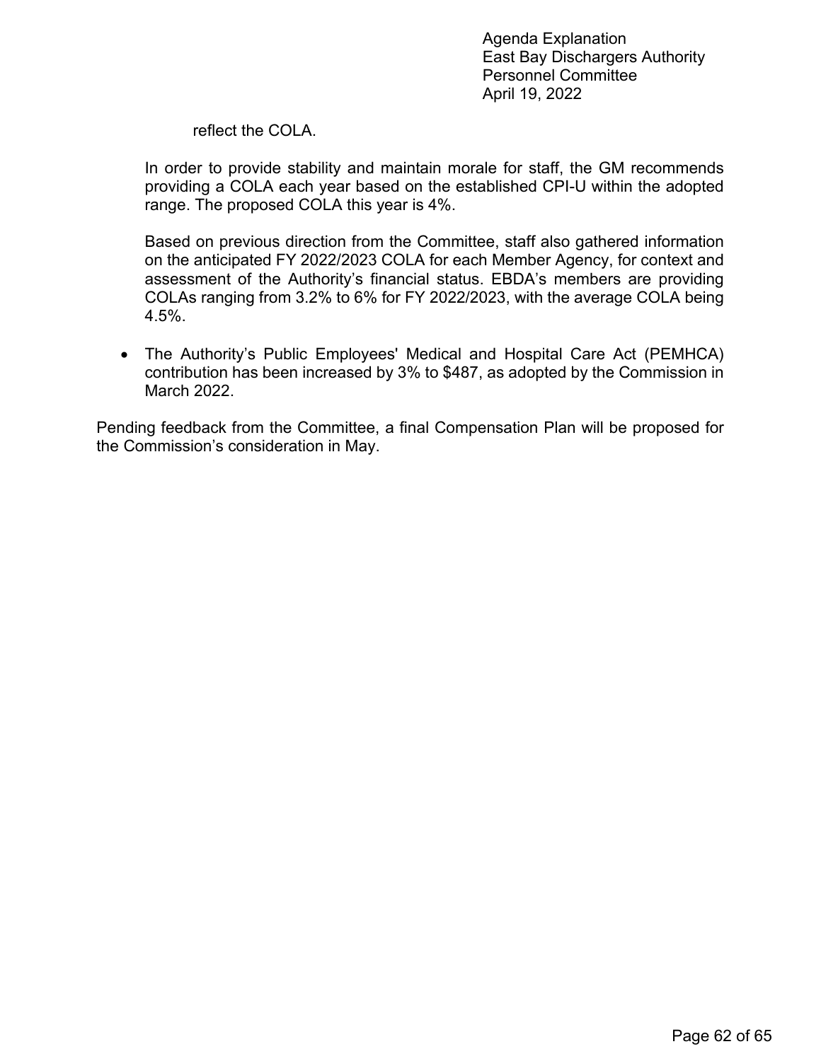reflect the COLA.

In order to provide stability and maintain morale for staff, the GM recommends providing a COLA each year based on the established CPI-U within the adopted range. The proposed COLA this year is 4%.

Based on previous direction from the Committee, staff also gathered information on the anticipated FY 2022/2023 COLA for each Member Agency, for context and assessment of the Authority's financial status. EBDA's members are providing COLAs ranging from 3.2% to 6% for FY 2022/2023, with the average COLA being 4.5%.

- The Authority's Public Employees' Medical and Hospital Care Act (PEMHCA) contribution has been increased by 3% to $487, as adopted by the Commission in March 2022.

Pending feedback from the Committee, a final Compensation Plan will be proposed for the Commission's consideration in May.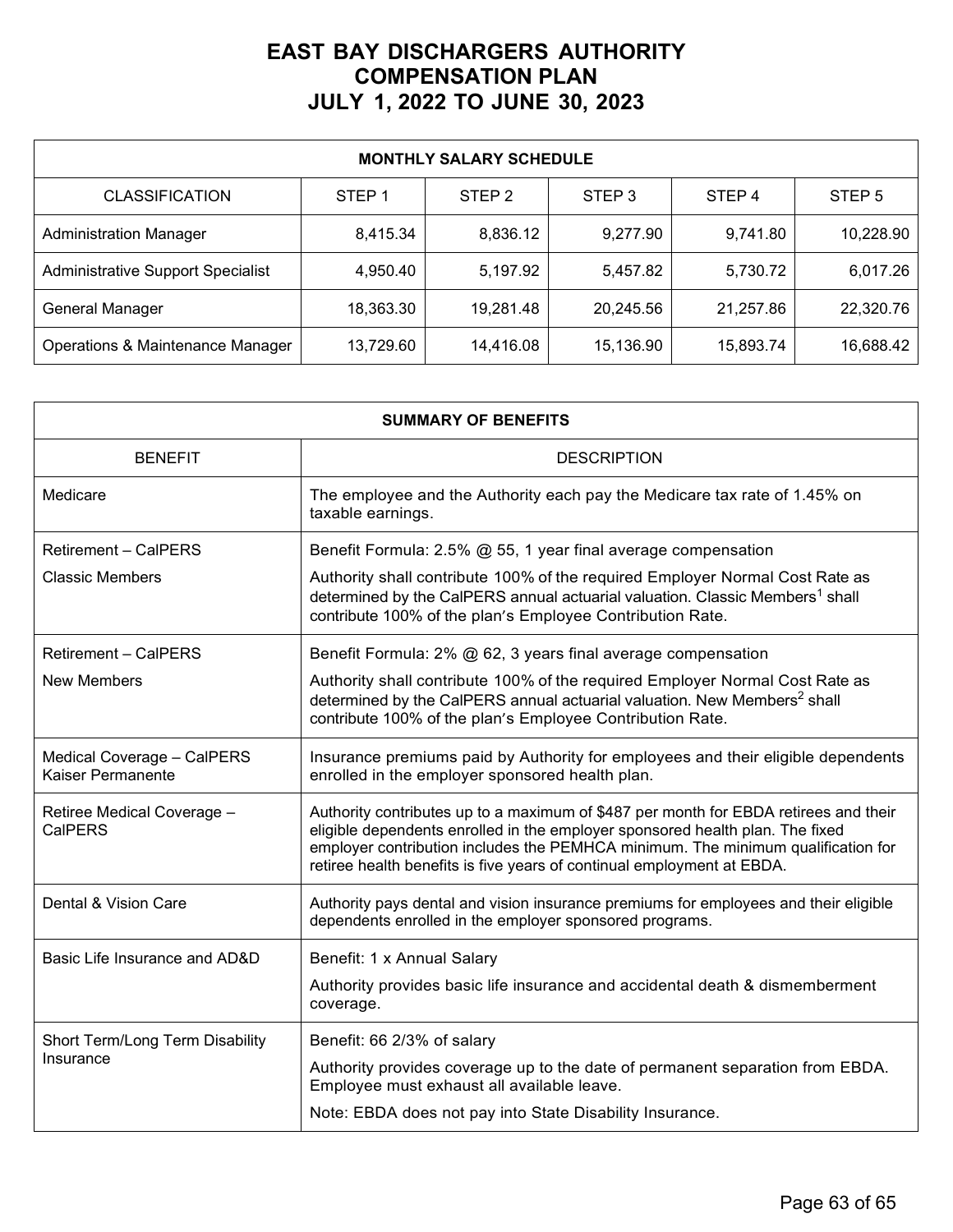# EAST BAY DISCHARGERS AUTHORITY
# COMPENSATION PLAN
# JULY 1, 2022 TO JUNE 30, 2023

| MONTHLY SALARY SCHEDULE | | | | | |
|---|---|---|---|---|---|
| CLASSIFICATION | STEP 1 | STEP 2 | STEP 3 | STEP 4 | STEP 5 |
| Administration Manager | 8,415.34 | 8,836.12 | 9,277.90 | 9,741.80 | 10,228.90 |
| Administrative Support Specialist | 4,950.40 | 5,197.92 | 5,457.82 | 5,730.72 | 6,017.26 |
| General Manager | 18,363.30 | 19,281.48 | 20,245.56 | 21,257.86 | 22,320.76 |
| Operations & Maintenance Manager | 13,729.60 | 14,416.08 | 15,136.90 | 15,893.74 | 16,688.42 |

| SUMMARY OF BENEFITS | |
|---|---|
| BENEFIT | DESCRIPTION |
| Medicare | The employee and the Authority each pay the Medicare tax rate of 1.45% on taxable earnings. |
| Retirement – CalPERS<br>Classic Members | Benefit Formula: 2.5% @ 55, 1 year final average compensation<br>Authority shall contribute 100% of the required Employer Normal Cost Rate as determined by the CalPERS annual actuarial valuation. Classic Members[1] shall contribute 100% of the plan's Employee Contribution Rate. |
| Retirement – CalPERS<br>New Members | Benefit Formula: 2% @ 62, 3 years final average compensation<br>Authority shall contribute 100% of the required Employer Normal Cost Rate as determined by the CalPERS annual actuarial valuation. New Members[2] shall contribute 100% of the plan's Employee Contribution Rate. |
| Medical Coverage – CalPERS Kaiser Permanente | Insurance premiums paid by Authority for employees and their eligible dependents enrolled in the employer sponsored health plan. |
| Retiree Medical Coverage – CalPERS | Authority contributes up to a maximum of $487 per month for EBDA retirees and their eligible dependents enrolled in the employer sponsored health plan. The fixed employer contribution includes the PEMHCA minimum. The minimum qualification for retiree health benefits is five years of continual employment at EBDA. |
| Dental & Vision Care | Authority pays dental and vision insurance premiums for employees and their eligible dependents enrolled in the employer sponsored programs. |
| Basic Life Insurance and AD&D | Benefit: 1 x Annual Salary<br>Authority provides basic life insurance and accidental death & dismemberment coverage. |
| Short Term/Long Term Disability Insurance | Benefit: 66 2/3% of salary<br>Authority provides coverage up to the date of permanent separation from EBDA. Employee must exhaust all available leave.<br>Note: EBDA does not pay into State Disability Insurance. |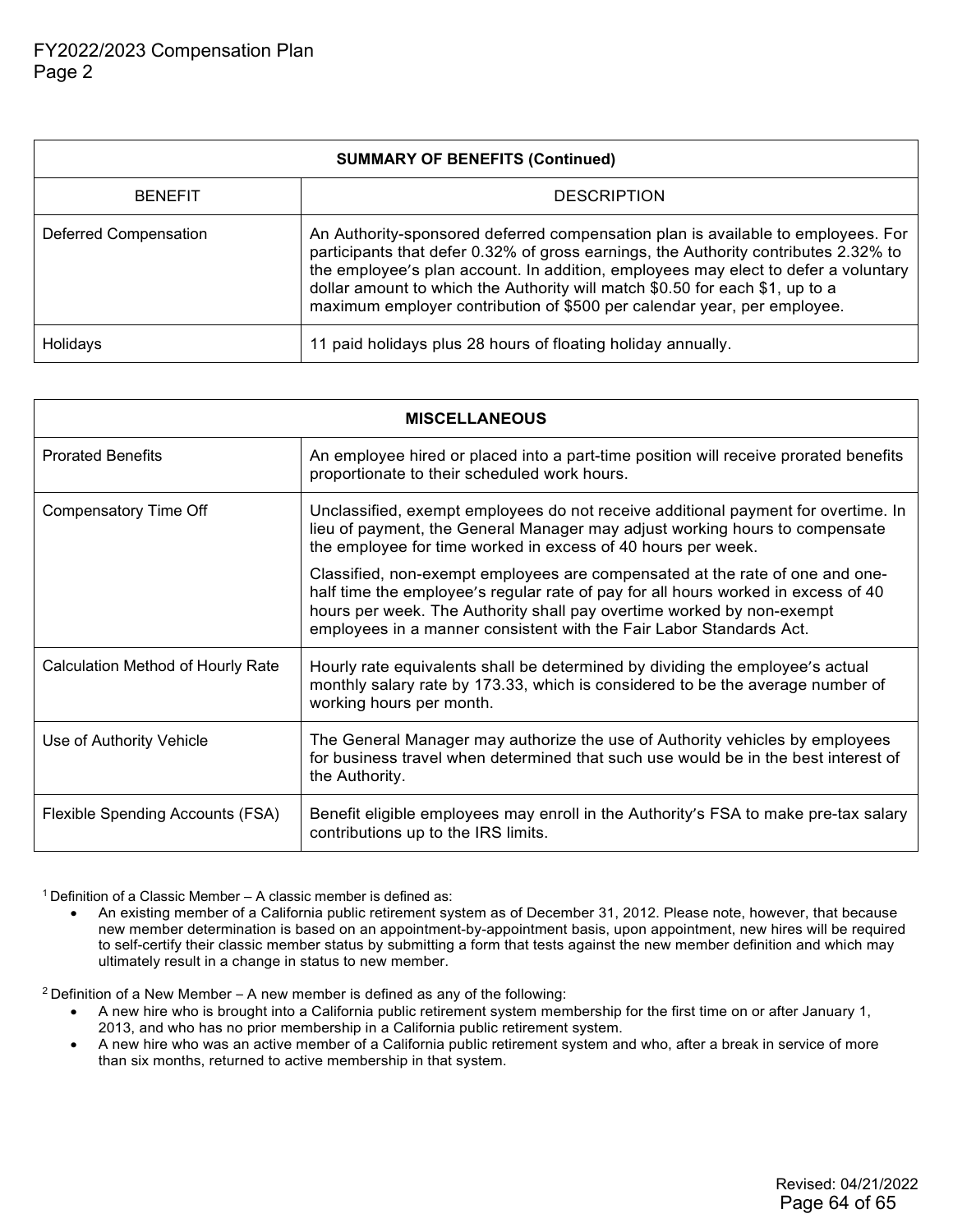| SUMMARY OF BENEFITS (Continued) | |
|---|---|
| BENEFIT | DESCRIPTION |
| Deferred Compensation | An Authority-sponsored deferred compensation plan is available to employees. For participants that defer 0.32% of gross earnings, the Authority contributes 2.32% to the employee's plan account. In addition, employees may elect to defer a voluntary dollar amount to which the Authority will match \$0.50 for each \$1, up to a maximum employer contribution of \$500 per calendar year, per employee. |
| Holidays | 11 paid holidays plus 28 hours of floating holiday annually. |

| MISCELLANEOUS | |
|---|---|
| Prorated Benefits | An employee hired or placed into a part-time position will receive prorated benefits proportionate to their scheduled work hours. |
| Compensatory Time Off | Unclassified, exempt employees do not receive additional payment for overtime. In lieu of payment, the General Manager may adjust working hours to compensate the employee for time worked in excess of 40 hours per week.<br><br>Classified, non-exempt employees are compensated at the rate of one and one-half time the employee's regular rate of pay for all hours worked in excess of 40 hours per week. The Authority shall pay overtime worked by non-exempt employees in a manner consistent with the Fair Labor Standards Act. |
| Calculation Method of Hourly Rate | Hourly rate equivalents shall be determined by dividing the employee's actual monthly salary rate by 173.33, which is considered to be the average number of working hours per month. |
| Use of Authority Vehicle | The General Manager may authorize the use of Authority vehicles by employees for business travel when determined that such use would be in the best interest of the Authority. |
| Flexible Spending Accounts (FSA) | Benefit eligible employees may enroll in the Authority's FSA to make pre-tax salary contributions up to the IRS limits. |

[1] Definition of a Classic Member – A classic member is defined as:

- An existing member of a California public retirement system as of December 31, 2012. Please note, however, that because new member determination is based on an appointment-by-appointment basis, upon appointment, new hires will be required to self-certify their classic member status by submitting a form that tests against the new member definition and which may ultimately result in a change in status to new member.

[2] Definition of a New Member – A new member is defined as any of the following:

- A new hire who is brought into a California public retirement system membership for the first time on or after January 1, 2013, and who has no prior membership in a California public retirement system.
- A new hire who was an active member of a California public retirement system and who, after a break in service of more than six months, returned to active membership in that system.

Revised: 04/21/2022